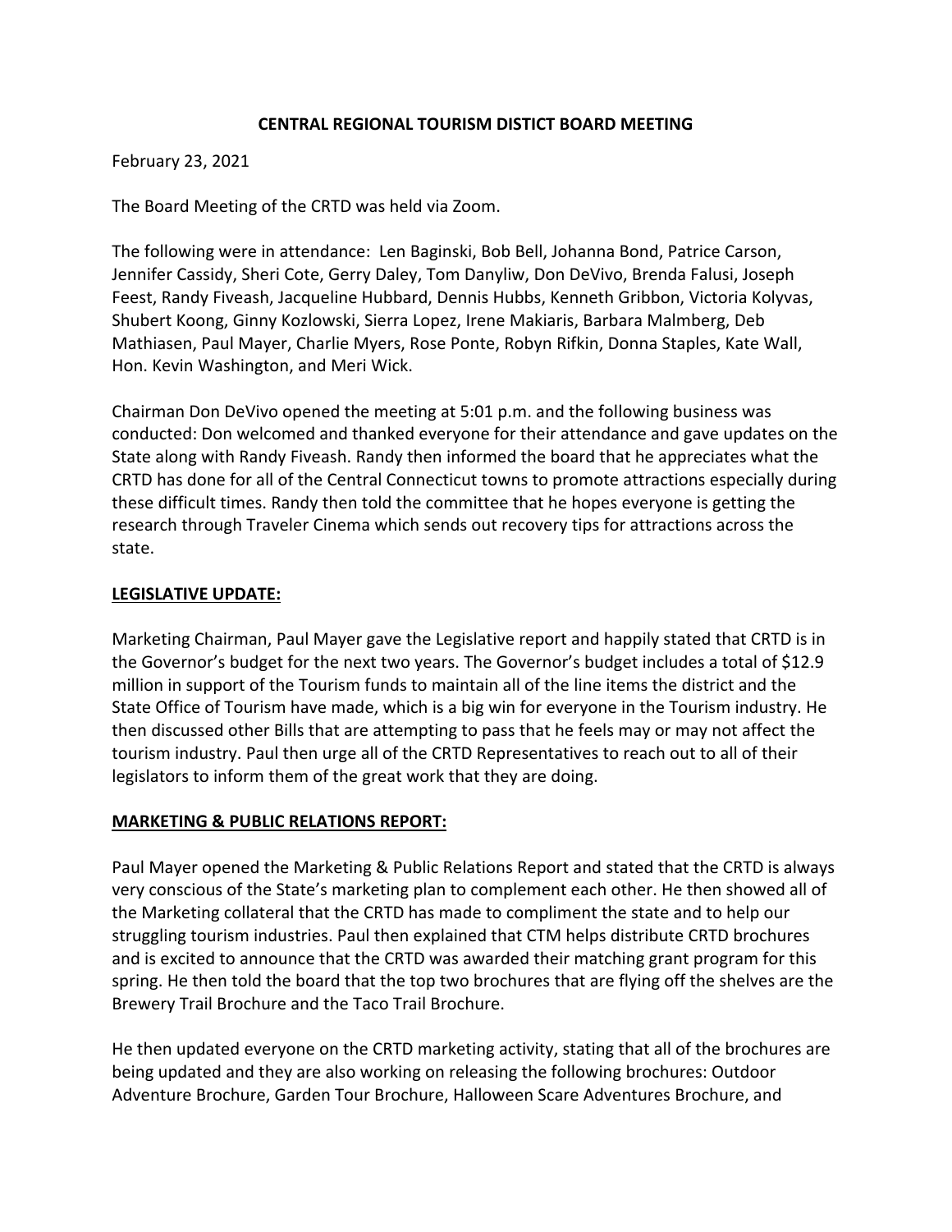# CENTRAL REGIONAL TOURISM DISTICT BOARD MEETING

February 23, 2021

The Board Meeting of the CRTD was held via Zoom.

The following were in attendance: Len Baginski, Bob Bell, Johanna Bond, Patrice Carson, Jennifer Cassidy, Sheri Cote, Gerry Daley, Tom Danyliw, Don DeVivo, Brenda Falusi, Joseph Feest, Randy Fiveash, Jacqueline Hubbard, Dennis Hubbs, Kenneth Gribbon, Victoria Kolyvas, Shubert Koong, Ginny Kozlowski, Sierra Lopez, Irene Makiaris, Barbara Malmberg, Deb Mathiasen, Paul Mayer, Charlie Myers, Rose Ponte, Robyn Rifkin, Donna Staples, Kate Wall, Hon. Kevin Washington, and Meri Wick.

Chairman Don DeVivo opened the meeting at 5:01 p.m. and the following business was conducted: Don welcomed and thanked everyone for their attendance and gave updates on the State along with Randy Fiveash. Randy then informed the board that he appreciates what the CRTD has done for all of the Central Connecticut towns to promote attractions especially during these difficult times. Randy then told the committee that he hopes everyone is getting the research through Traveler Cinema which sends out recovery tips for attractions across the state.

## LEGISLATIVE UPDATE:

Marketing Chairman, Paul Mayer gave the Legislative report and happily stated that CRTD is in the Governor's budget for the next two years. The Governor's budget includes a total of $12.9 million in support of the Tourism funds to maintain all of the line items the district and the State Office of Tourism have made, which is a big win for everyone in the Tourism industry. He then discussed other Bills that are attempting to pass that he feels may or may not affect the tourism industry. Paul then urge all of the CRTD Representatives to reach out to all of their legislators to inform them of the great work that they are doing.

## MARKETING & PUBLIC RELATIONS REPORT:

Paul Mayer opened the Marketing & Public Relations Report and stated that the CRTD is always very conscious of the State's marketing plan to complement each other. He then showed all of the Marketing collateral that the CRTD has made to compliment the state and to help our struggling tourism industries. Paul then explained that CTM helps distribute CRTD brochures and is excited to announce that the CRTD was awarded their matching grant program for this spring. He then told the board that the top two brochures that are flying off the shelves are the Brewery Trail Brochure and the Taco Trail Brochure.

He then updated everyone on the CRTD marketing activity, stating that all of the brochures are being updated and they are also working on releasing the following brochures: Outdoor Adventure Brochure, Garden Tour Brochure, Halloween Scare Adventures Brochure, and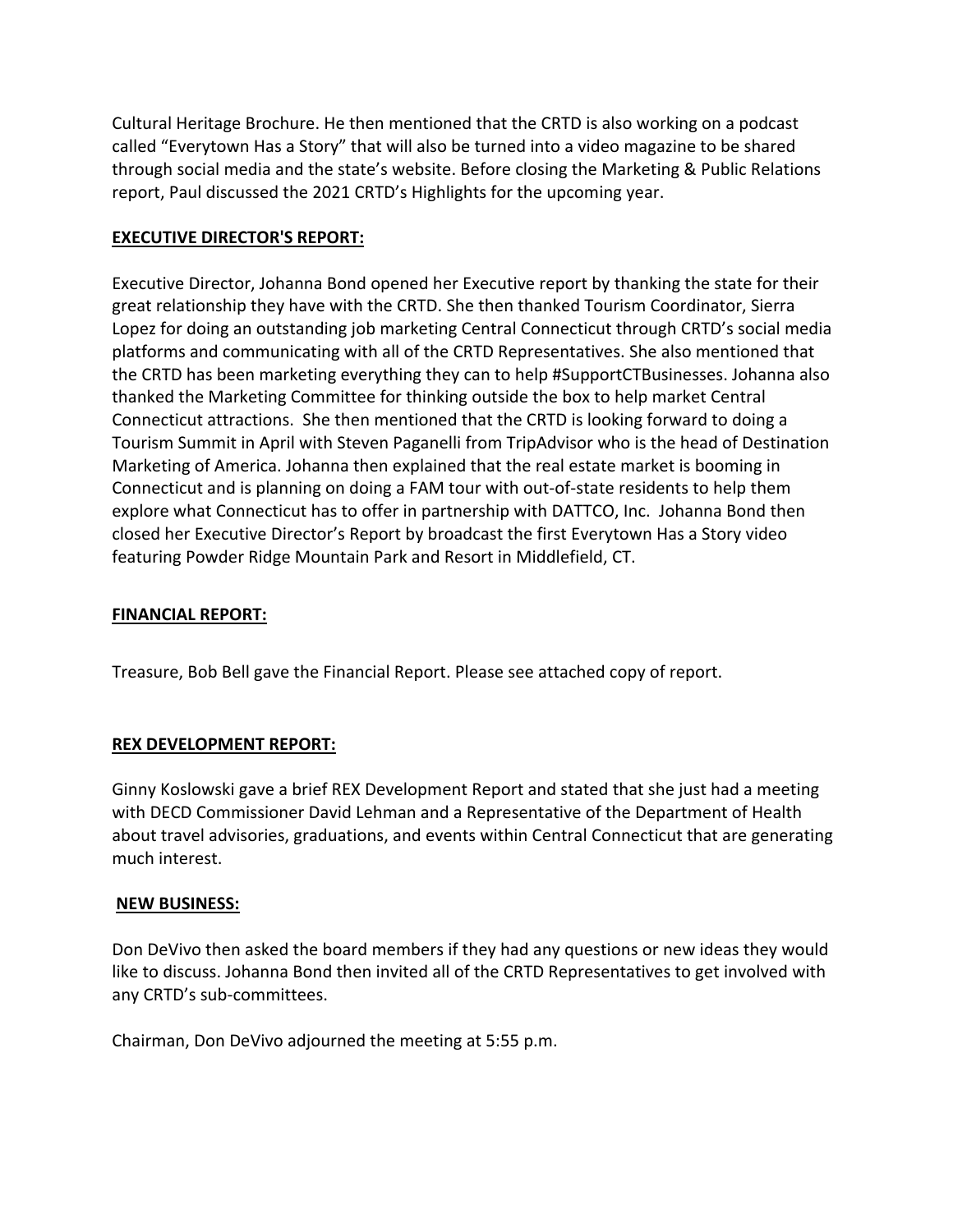Cultural Heritage Brochure. He then mentioned that the CRTD is also working on a podcast called "Everytown Has a Story" that will also be turned into a video magazine to be shared through social media and the state's website. Before closing the Marketing & Public Relations report, Paul discussed the 2021 CRTD's Highlights for the upcoming year.

**EXECUTIVE DIRECTOR'S REPORT:**

Executive Director, Johanna Bond opened her Executive report by thanking the state for their great relationship they have with the CRTD. She then thanked Tourism Coordinator, Sierra Lopez for doing an outstanding job marketing Central Connecticut through CRTD's social media platforms and communicating with all of the CRTD Representatives. She also mentioned that the CRTD has been marketing everything they can to help #SupportCTBusinesses. Johanna also thanked the Marketing Committee for thinking outside the box to help market Central Connecticut attractions. She then mentioned that the CRTD is looking forward to doing a Tourism Summit in April with Steven Paganelli from TripAdvisor who is the head of Destination Marketing of America. Johanna then explained that the real estate market is booming in Connecticut and is planning on doing a FAM tour with out-of-state residents to help them explore what Connecticut has to offer in partnership with DATTCO, Inc. Johanna Bond then closed her Executive Director's Report by broadcast the first Everytown Has a Story video featuring Powder Ridge Mountain Park and Resort in Middlefield, CT.

**FINANCIAL REPORT:**

Treasure, Bob Bell gave the Financial Report. Please see attached copy of report.

**REX DEVELOPMENT REPORT:**

Ginny Koslowski gave a brief REX Development Report and stated that she just had a meeting with DECD Commissioner David Lehman and a Representative of the Department of Health about travel advisories, graduations, and events within Central Connecticut that are generating much interest.

**NEW BUSINESS:**

Don DeVivo then asked the board members if they had any questions or new ideas they would like to discuss. Johanna Bond then invited all of the CRTD Representatives to get involved with any CRTD's sub-committees.

Chairman, Don DeVivo adjourned the meeting at 5:55 p.m.